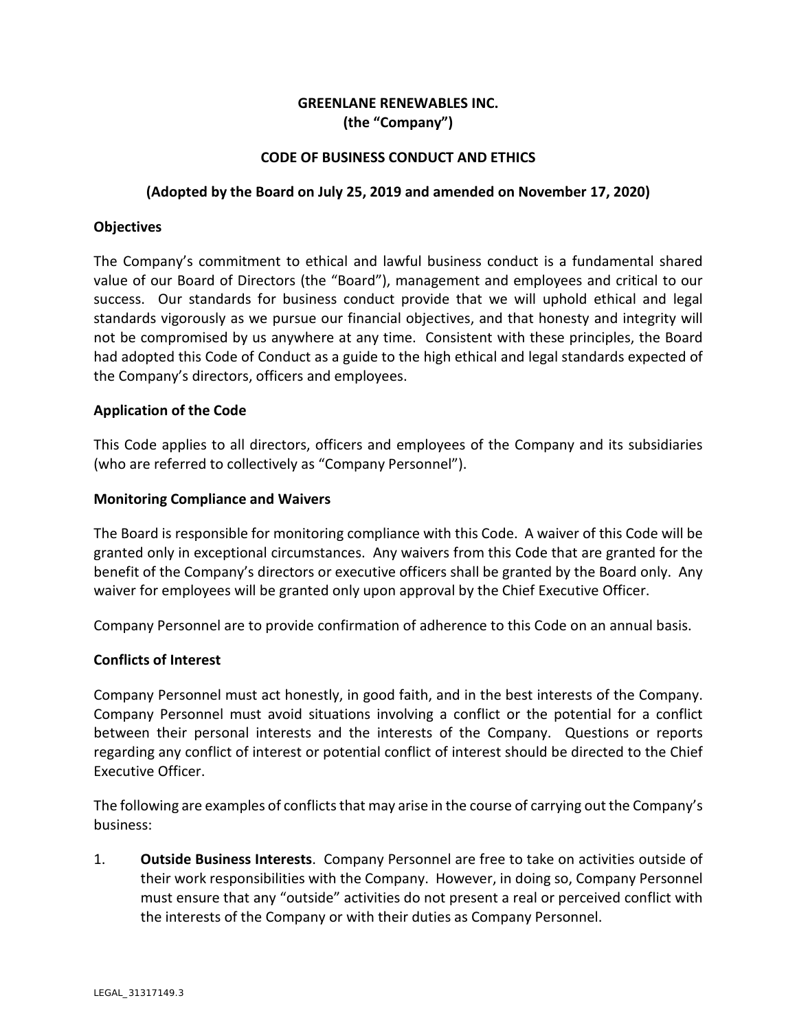**GREENLANE RENEWABLES INC.**
**(the "Company")**

**CODE OF BUSINESS CONDUCT AND ETHICS**

**(Adopted by the Board on July 25, 2019 and amended on November 17, 2020)**

**Objectives**

The Company's commitment to ethical and lawful business conduct is a fundamental shared value of our Board of Directors (the "Board"), management and employees and critical to our success. Our standards for business conduct provide that we will uphold ethical and legal standards vigorously as we pursue our financial objectives, and that honesty and integrity will not be compromised by us anywhere at any time. Consistent with these principles, the Board had adopted this Code of Conduct as a guide to the high ethical and legal standards expected of the Company's directors, officers and employees.

**Application of the Code**

This Code applies to all directors, officers and employees of the Company and its subsidiaries (who are referred to collectively as "Company Personnel").

**Monitoring Compliance and Waivers**

The Board is responsible for monitoring compliance with this Code. A waiver of this Code will be granted only in exceptional circumstances. Any waivers from this Code that are granted for the benefit of the Company's directors or executive officers shall be granted by the Board only. Any waiver for employees will be granted only upon approval by the Chief Executive Officer.

Company Personnel are to provide confirmation of adherence to this Code on an annual basis.

**Conflicts of Interest**

Company Personnel must act honestly, in good faith, and in the best interests of the Company. Company Personnel must avoid situations involving a conflict or the potential for a conflict between their personal interests and the interests of the Company. Questions or reports regarding any conflict of interest or potential conflict of interest should be directed to the Chief Executive Officer.

The following are examples of conflicts that may arise in the course of carrying out the Company's business:

1. **Outside Business Interests**. Company Personnel are free to take on activities outside of their work responsibilities with the Company. However, in doing so, Company Personnel must ensure that any "outside" activities do not present a real or perceived conflict with the interests of the Company or with their duties as Company Personnel.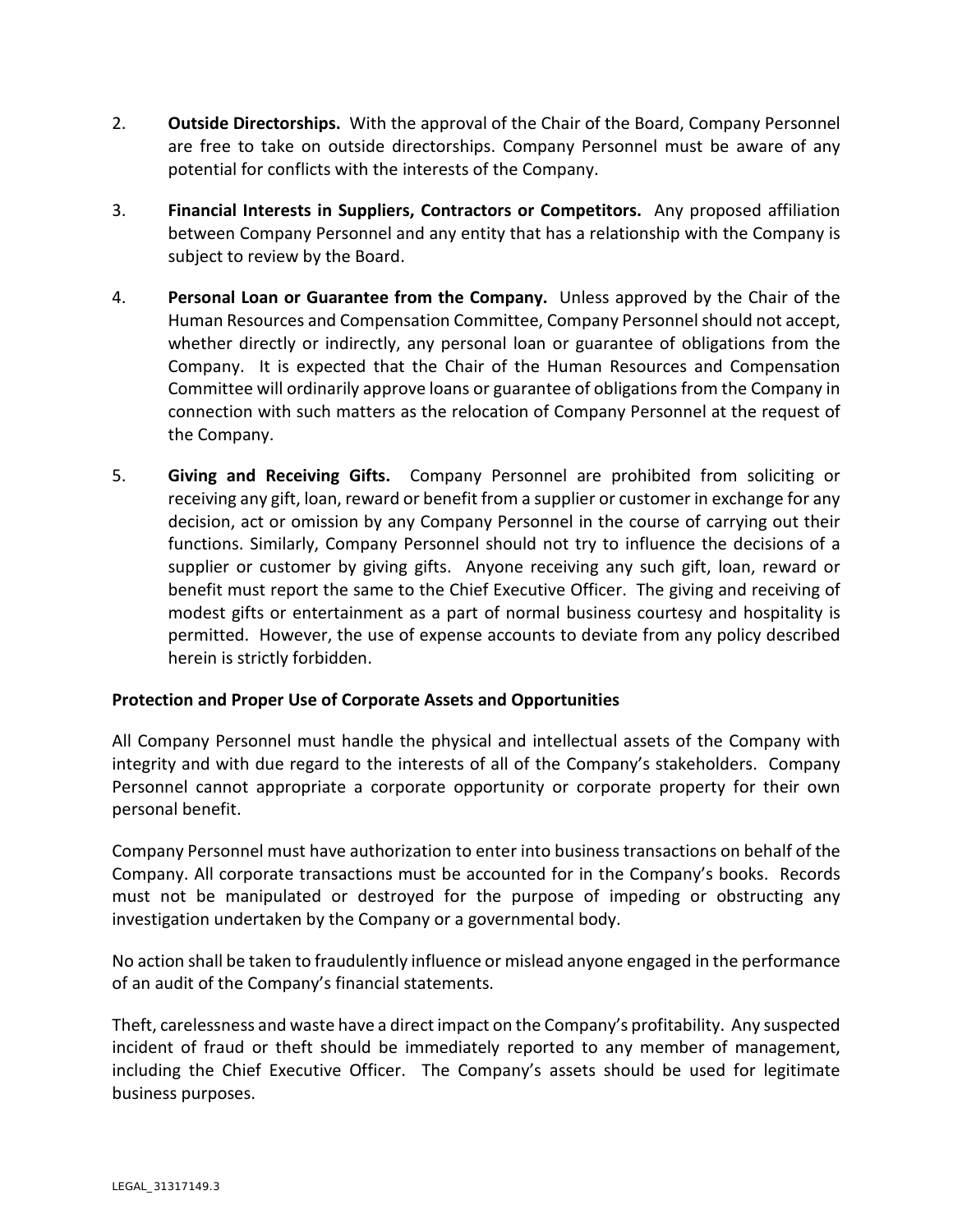2. **Outside Directorships.** With the approval of the Chair of the Board, Company Personnel are free to take on outside directorships. Company Personnel must be aware of any potential for conflicts with the interests of the Company.

3. **Financial Interests in Suppliers, Contractors or Competitors.** Any proposed affiliation between Company Personnel and any entity that has a relationship with the Company is subject to review by the Board.

4. **Personal Loan or Guarantee from the Company.** Unless approved by the Chair of the Human Resources and Compensation Committee, Company Personnel should not accept, whether directly or indirectly, any personal loan or guarantee of obligations from the Company. It is expected that the Chair of the Human Resources and Compensation Committee will ordinarily approve loans or guarantee of obligations from the Company in connection with such matters as the relocation of Company Personnel at the request of the Company.

5. **Giving and Receiving Gifts.** Company Personnel are prohibited from soliciting or receiving any gift, loan, reward or benefit from a supplier or customer in exchange for any decision, act or omission by any Company Personnel in the course of carrying out their functions. Similarly, Company Personnel should not try to influence the decisions of a supplier or customer by giving gifts. Anyone receiving any such gift, loan, reward or benefit must report the same to the Chief Executive Officer. The giving and receiving of modest gifts or entertainment as a part of normal business courtesy and hospitality is permitted. However, the use of expense accounts to deviate from any policy described herein is strictly forbidden.

**Protection and Proper Use of Corporate Assets and Opportunities**

All Company Personnel must handle the physical and intellectual assets of the Company with integrity and with due regard to the interests of all of the Company's stakeholders. Company Personnel cannot appropriate a corporate opportunity or corporate property for their own personal benefit.

Company Personnel must have authorization to enter into business transactions on behalf of the Company. All corporate transactions must be accounted for in the Company's books. Records must not be manipulated or destroyed for the purpose of impeding or obstructing any investigation undertaken by the Company or a governmental body.

No action shall be taken to fraudulently influence or mislead anyone engaged in the performance of an audit of the Company's financial statements.

Theft, carelessness and waste have a direct impact on the Company's profitability. Any suspected incident of fraud or theft should be immediately reported to any member of management, including the Chief Executive Officer. The Company's assets should be used for legitimate business purposes.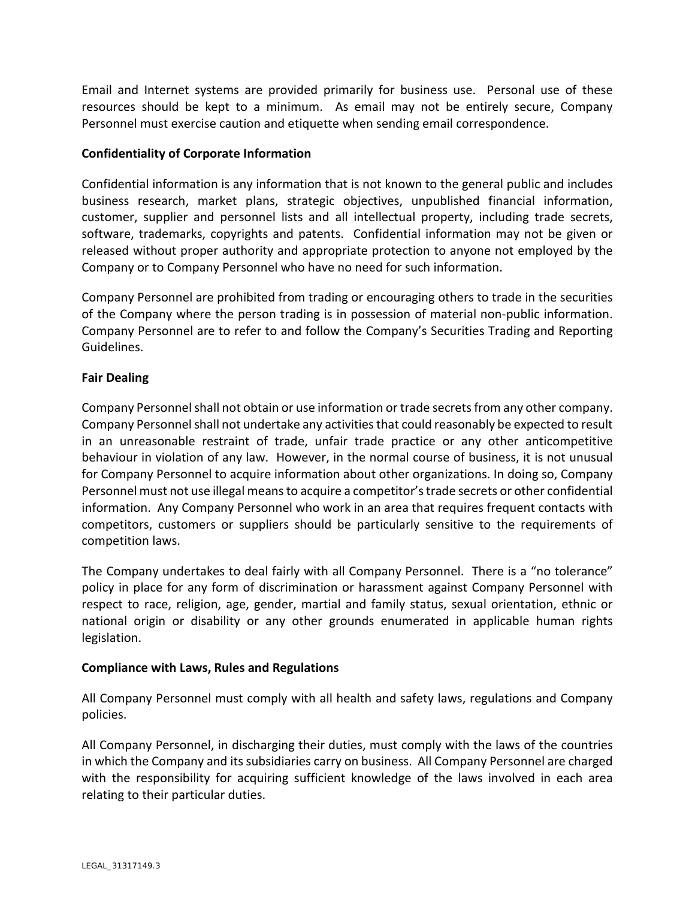Email and Internet systems are provided primarily for business use. Personal use of these resources should be kept to a minimum. As email may not be entirely secure, Company Personnel must exercise caution and etiquette when sending email correspondence.

**Confidentiality of Corporate Information**

Confidential information is any information that is not known to the general public and includes business research, market plans, strategic objectives, unpublished financial information, customer, supplier and personnel lists and all intellectual property, including trade secrets, software, trademarks, copyrights and patents. Confidential information may not be given or released without proper authority and appropriate protection to anyone not employed by the Company or to Company Personnel who have no need for such information.

Company Personnel are prohibited from trading or encouraging others to trade in the securities of the Company where the person trading is in possession of material non-public information. Company Personnel are to refer to and follow the Company's Securities Trading and Reporting Guidelines.

**Fair Dealing**

Company Personnel shall not obtain or use information or trade secrets from any other company. Company Personnel shall not undertake any activities that could reasonably be expected to result in an unreasonable restraint of trade, unfair trade practice or any other anticompetitive behaviour in violation of any law. However, in the normal course of business, it is not unusual for Company Personnel to acquire information about other organizations. In doing so, Company Personnel must not use illegal means to acquire a competitor's trade secrets or other confidential information. Any Company Personnel who work in an area that requires frequent contacts with competitors, customers or suppliers should be particularly sensitive to the requirements of competition laws.

The Company undertakes to deal fairly with all Company Personnel. There is a "no tolerance" policy in place for any form of discrimination or harassment against Company Personnel with respect to race, religion, age, gender, martial and family status, sexual orientation, ethnic or national origin or disability or any other grounds enumerated in applicable human rights legislation.

**Compliance with Laws, Rules and Regulations**

All Company Personnel must comply with all health and safety laws, regulations and Company policies.

All Company Personnel, in discharging their duties, must comply with the laws of the countries in which the Company and its subsidiaries carry on business. All Company Personnel are charged with the responsibility for acquiring sufficient knowledge of the laws involved in each area relating to their particular duties.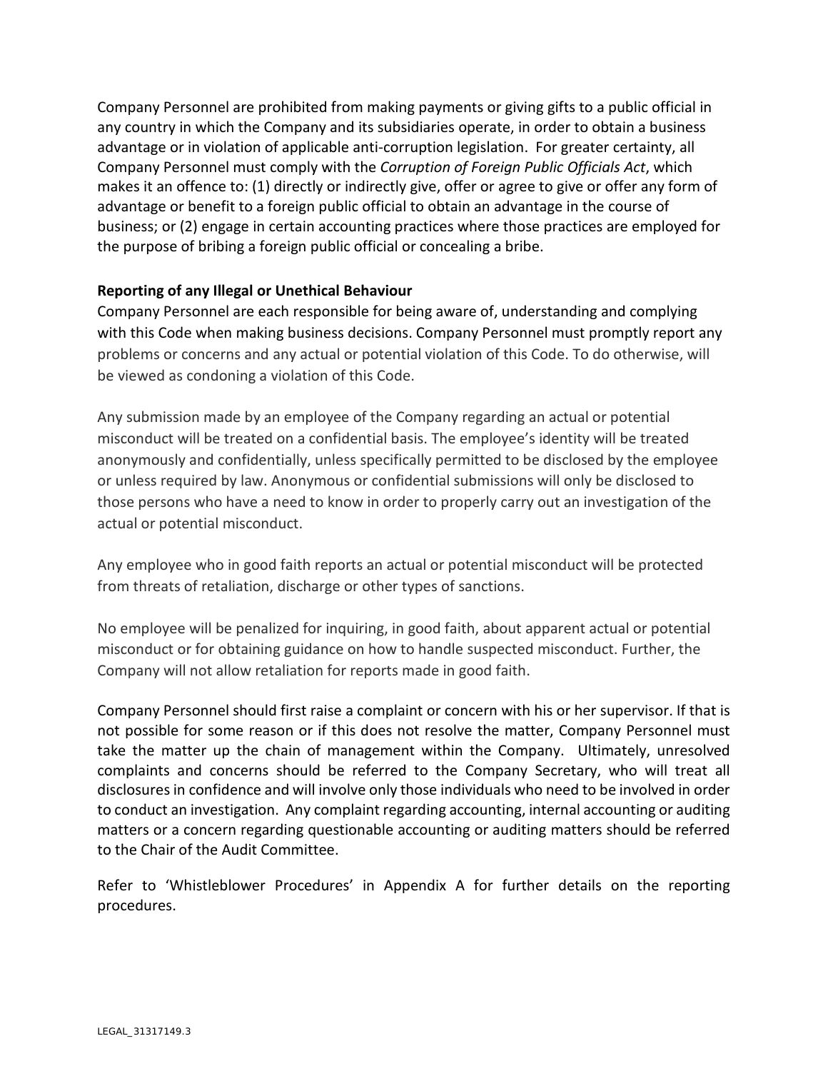Company Personnel are prohibited from making payments or giving gifts to a public official in any country in which the Company and its subsidiaries operate, in order to obtain a business advantage or in violation of applicable anti-corruption legislation. For greater certainty, all Company Personnel must comply with the *Corruption of Foreign Public Officials Act*, which makes it an offence to: (1) directly or indirectly give, offer or agree to give or offer any form of advantage or benefit to a foreign public official to obtain an advantage in the course of business; or (2) engage in certain accounting practices where those practices are employed for the purpose of bribing a foreign public official or concealing a bribe.

**Reporting of any Illegal or Unethical Behaviour**

Company Personnel are each responsible for being aware of, understanding and complying with this Code when making business decisions. Company Personnel must promptly report any problems or concerns and any actual or potential violation of this Code. To do otherwise, will be viewed as condoning a violation of this Code.

Any submission made by an employee of the Company regarding an actual or potential misconduct will be treated on a confidential basis. The employee's identity will be treated anonymously and confidentially, unless specifically permitted to be disclosed by the employee or unless required by law. Anonymous or confidential submissions will only be disclosed to those persons who have a need to know in order to properly carry out an investigation of the actual or potential misconduct.

Any employee who in good faith reports an actual or potential misconduct will be protected from threats of retaliation, discharge or other types of sanctions.

No employee will be penalized for inquiring, in good faith, about apparent actual or potential misconduct or for obtaining guidance on how to handle suspected misconduct. Further, the Company will not allow retaliation for reports made in good faith.

Company Personnel should first raise a complaint or concern with his or her supervisor. If that is not possible for some reason or if this does not resolve the matter, Company Personnel must take the matter up the chain of management within the Company. Ultimately, unresolved complaints and concerns should be referred to the Company Secretary, who will treat all disclosures in confidence and will involve only those individuals who need to be involved in order to conduct an investigation. Any complaint regarding accounting, internal accounting or auditing matters or a concern regarding questionable accounting or auditing matters should be referred to the Chair of the Audit Committee.

Refer to 'Whistleblower Procedures' in Appendix A for further details on the reporting procedures.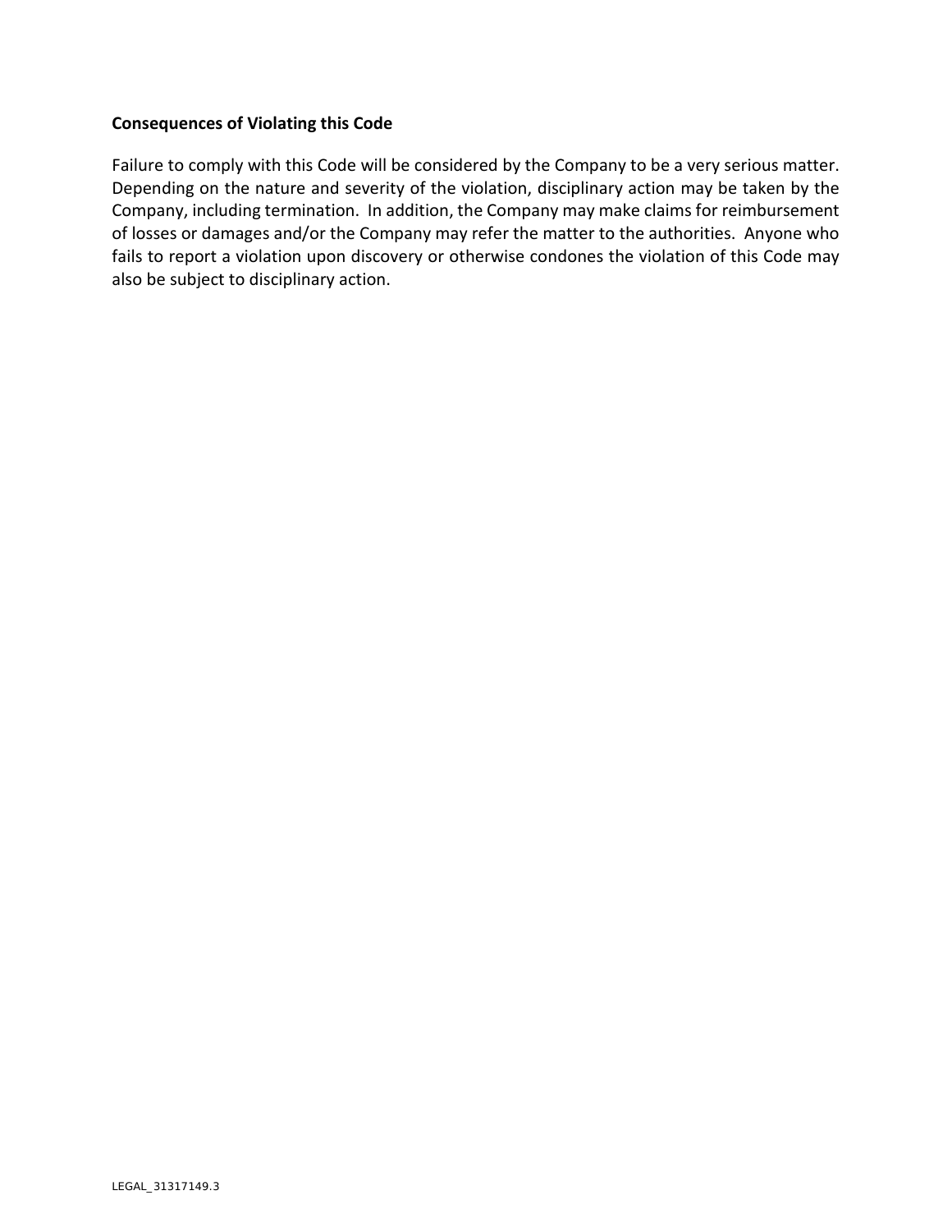**Consequences of Violating this Code**

Failure to comply with this Code will be considered by the Company to be a very serious matter. Depending on the nature and severity of the violation, disciplinary action may be taken by the Company, including termination. In addition, the Company may make claims for reimbursement of losses or damages and/or the Company may refer the matter to the authorities. Anyone who fails to report a violation upon discovery or otherwise condones the violation of this Code may also be subject to disciplinary action.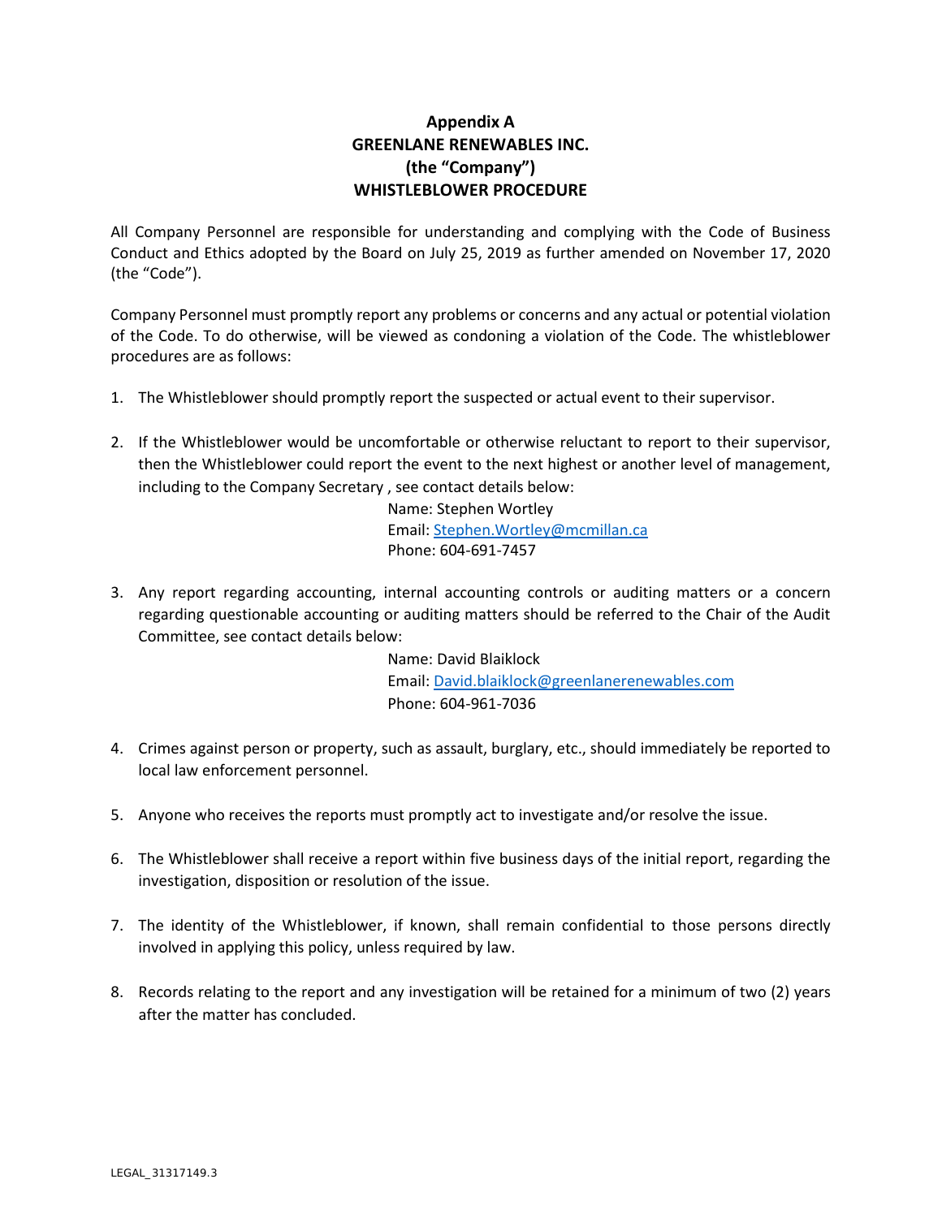# Appendix A
# GREENLANE RENEWABLES INC.
# (the "Company")
# WHISTLEBLOWER PROCEDURE

All Company Personnel are responsible for understanding and complying with the Code of Business Conduct and Ethics adopted by the Board on July 25, 2019 as further amended on November 17, 2020 (the "Code").

Company Personnel must promptly report any problems or concerns and any actual or potential violation of the Code. To do otherwise, will be viewed as condoning a violation of the Code. The whistleblower procedures are as follows:

1. The Whistleblower should promptly report the suspected or actual event to their supervisor.

2. If the Whistleblower would be uncomfortable or otherwise reluctant to report to their supervisor, then the Whistleblower could report the event to the next highest or another level of management, including to the Company Secretary , see contact details below:

   Name: Stephen Wortley
   Email: Stephen.Wortley@mcmillan.ca
   Phone: 604-691-7457

3. Any report regarding accounting, internal accounting controls or auditing matters or a concern regarding questionable accounting or auditing matters should be referred to the Chair of the Audit Committee, see contact details below:

   Name: David Blaiklock
   Email: David.blaiklock@greenlanerenewables.com
   Phone: 604-961-7036

4. Crimes against person or property, such as assault, burglary, etc., should immediately be reported to local law enforcement personnel.

5. Anyone who receives the reports must promptly act to investigate and/or resolve the issue.

6. The Whistleblower shall receive a report within five business days of the initial report, regarding the investigation, disposition or resolution of the issue.

7. The identity of the Whistleblower, if known, shall remain confidential to those persons directly involved in applying this policy, unless required by law.

8. Records relating to the report and any investigation will be retained for a minimum of two (2) years after the matter has concluded.

LEGAL_31317149.3